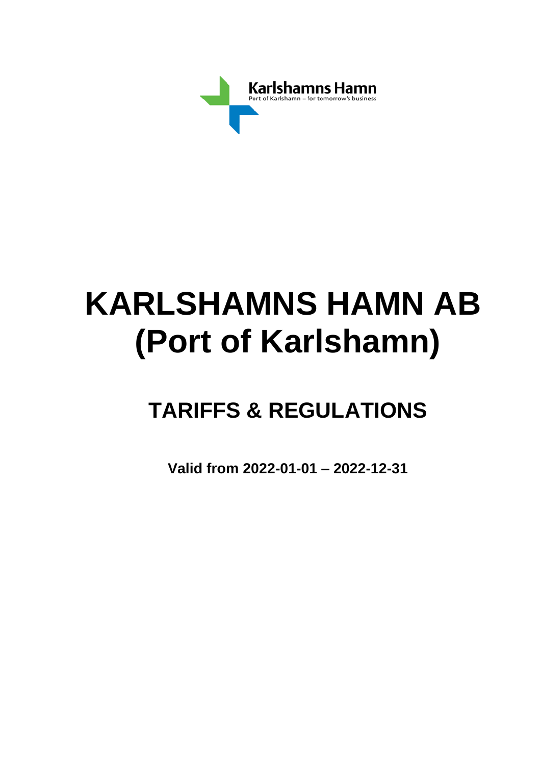Karlshamns Hamn
Port of Karlshamn – for tomorrow's business

# KARLSHAMNS HAMN AB (Port of Karlshamn)

## TARIFFS & REGULATIONS

**Valid from 2022-01-01 – 2022-12-31**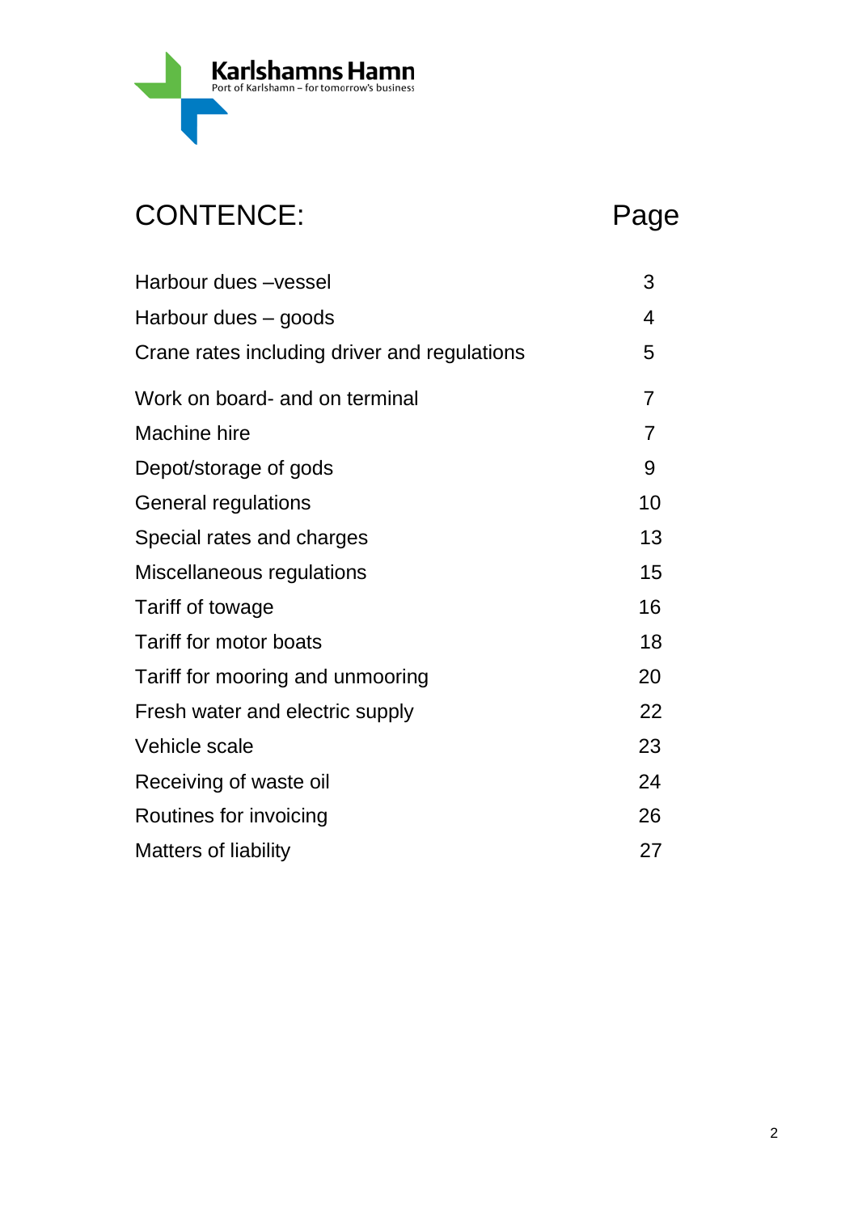Karlshamns Hamn
Port of Karlshamn – for tomorrow's business

# CONTENCE:

| | Page |
|---|---|
| Harbour dues –vessel | 3 |
| Harbour dues – goods | 4 |
| Crane rates including driver and regulations | 5 |
| Work on board- and on terminal | 7 |
| Machine hire | 7 |
| Depot/storage of gods | 9 |
| General regulations | 10 |
| Special rates and charges | 13 |
| Miscellaneous regulations | 15 |
| Tariff of towage | 16 |
| Tariff for motor boats | 18 |
| Tariff for mooring and unmooring | 20 |
| Fresh water and electric supply | 22 |
| Vehicle scale | 23 |
| Receiving of waste oil | 24 |
| Routines for invoicing | 26 |
| Matters of liability | 27 |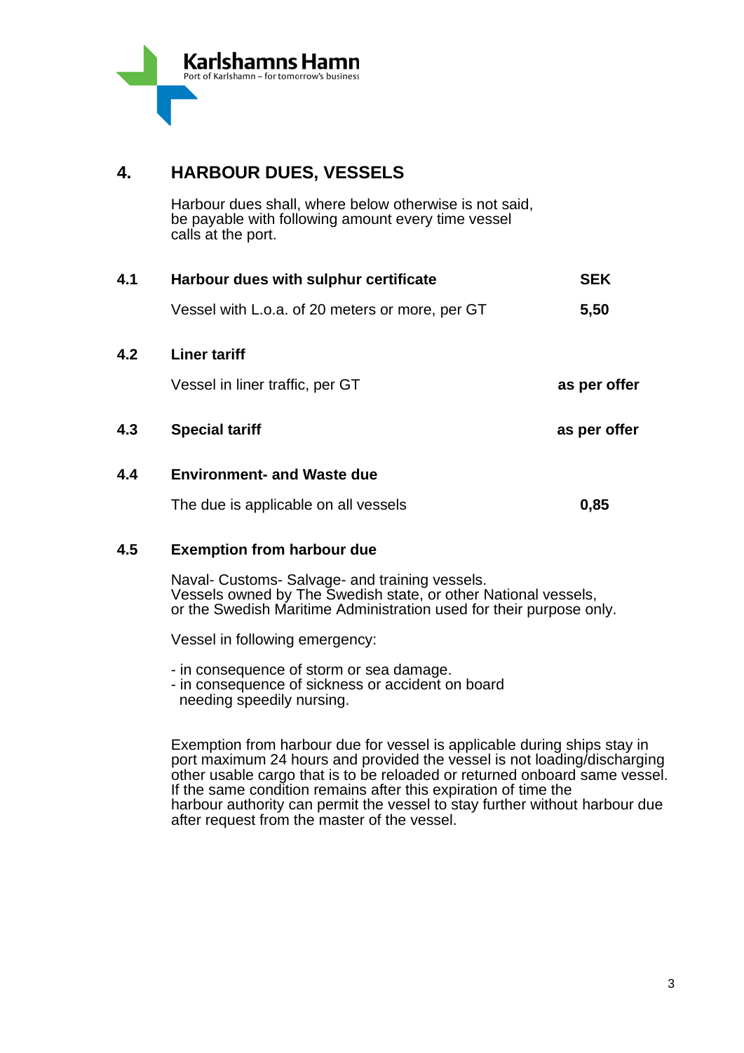Karlshamns Hamn
Port of Karlshamn – for tomorrow's business

## 4. HARBOUR DUES, VESSELS

Harbour dues shall, where below otherwise is not said, be payable with following amount every time vessel calls at the port.

### 4.1 Harbour dues with sulphur certificate

| | SEK |
|---|---|
| Vessel with L.o.a. of 20 meters or more, per GT | **5,50** |

### 4.2 Liner tariff

| | |
|---|---|
| Vessel in liner traffic, per GT | **as per offer** |

### 4.3 Special tariff — **as per offer**

### 4.4 Environment- and Waste due

| | |
|---|---|
| The due is applicable on all vessels | **0,85** |

### 4.5 Exemption from harbour due

Naval- Customs- Salvage- and training vessels.
Vessels owned by The Swedish state, or other National vessels, or the Swedish Maritime Administration used for their purpose only.

Vessel in following emergency:

- in consequence of storm or sea damage.
- in consequence of sickness or accident on board needing speedily nursing.

Exemption from harbour due for vessel is applicable during ships stay in port maximum 24 hours and provided the vessel is not loading/discharging other usable cargo that is to be reloaded or returned onboard same vessel. If the same condition remains after this expiration of time the harbour authority can permit the vessel to stay further without harbour due after request from the master of the vessel.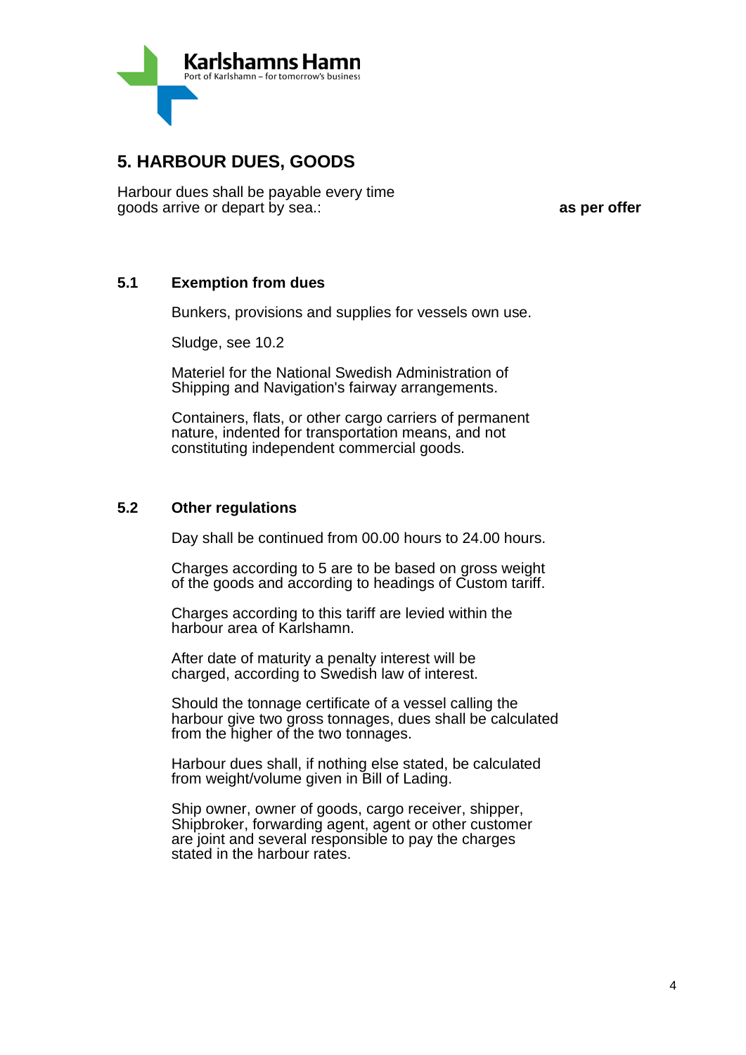Karlshamns Hamn
Port of Karlshamn – for tomorrow's business

## 5. HARBOUR DUES, GOODS

Harbour dues shall be payable every time goods arrive or depart by sea.: **as per offer**

### 5.1 Exemption from dues

Bunkers, provisions and supplies for vessels own use.

Sludge, see 10.2

Materiel for the National Swedish Administration of Shipping and Navigation's fairway arrangements.

Containers, flats, or other cargo carriers of permanent nature, indented for transportation means, and not constituting independent commercial goods.

### 5.2 Other regulations

Day shall be continued from 00.00 hours to 24.00 hours.

Charges according to 5 are to be based on gross weight of the goods and according to headings of Custom tariff.

Charges according to this tariff are levied within the harbour area of Karlshamn.

After date of maturity a penalty interest will be charged, according to Swedish law of interest.

Should the tonnage certificate of a vessel calling the harbour give two gross tonnages, dues shall be calculated from the higher of the two tonnages.

Harbour dues shall, if nothing else stated, be calculated from weight/volume given in Bill of Lading.

Ship owner, owner of goods, cargo receiver, shipper, Shipbroker, forwarding agent, agent or other customer are joint and several responsible to pay the charges stated in the harbour rates.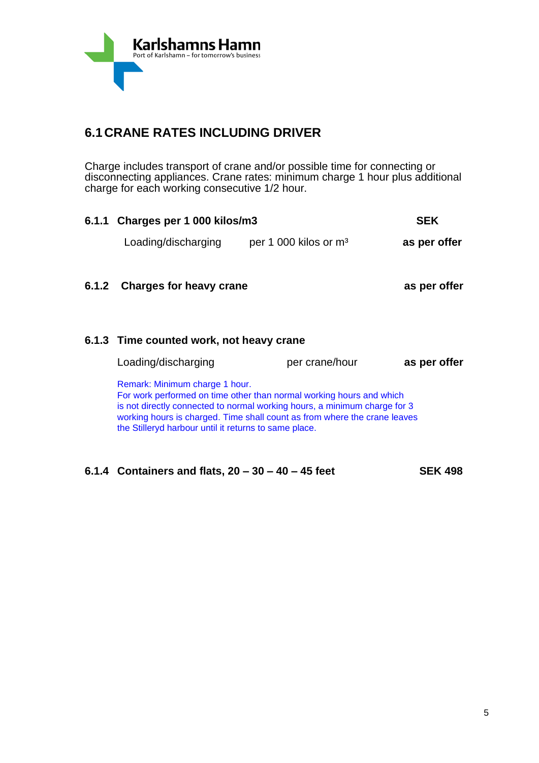## 6.1 CRANE RATES INCLUDING DRIVER

Charge includes transport of crane and/or possible time for connecting or disconnecting appliances. Crane rates: minimum charge 1 hour plus additional charge for each working consecutive 1/2 hour.

### 6.1.1 Charges per 1 000 kilos/m3

| | | SEK |
|---|---|---|
| Loading/discharging | per 1 000 kilos or $m^3$ | **as per offer** |

### 6.1.2 Charges for heavy crane — **as per offer**

### 6.1.3 Time counted work, not heavy crane

| | | |
|---|---|---|
| Loading/discharging | per crane/hour | **as per offer** |

Remark: Minimum charge 1 hour.
For work performed on time other than normal working hours and which is not directly connected to normal working hours, a minimum charge for 3 working hours is charged. Time shall count as from where the crane leaves the Stilleryd harbour until it returns to same place.

### 6.1.4 Containers and flats, 20 – 30 – 40 – 45 feet — **SEK 498**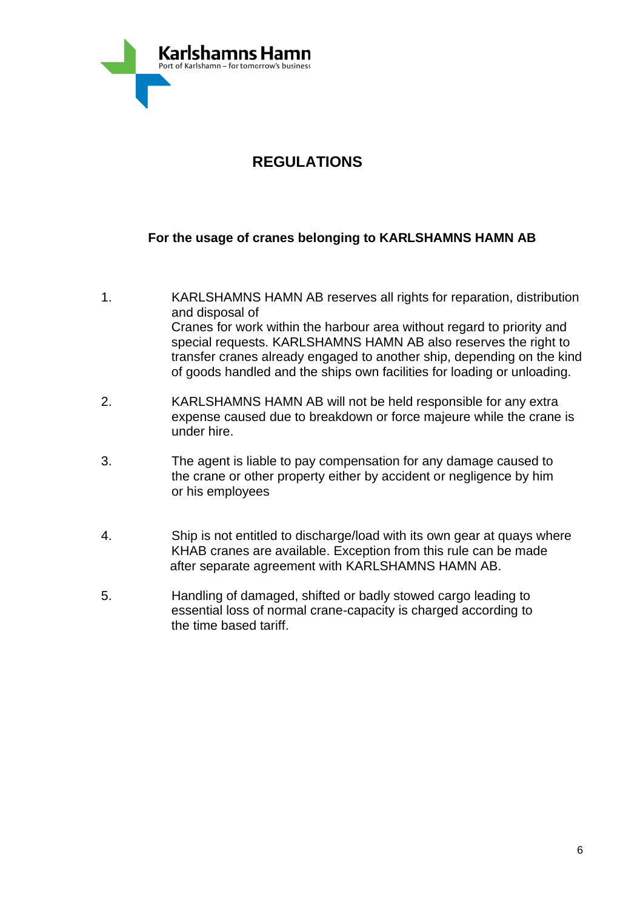Karlshamns Hamn
Port of Karlshamn – for tomorrow's business

# REGULATIONS

## For the usage of cranes belonging to KARLSHAMNS HAMN AB

1. KARLSHAMNS HAMN AB reserves all rights for reparation, distribution and disposal of Cranes for work within the harbour area without regard to priority and special requests. KARLSHAMNS HAMN AB also reserves the right to transfer cranes already engaged to another ship, depending on the kind of goods handled and the ships own facilities for loading or unloading.

2. KARLSHAMNS HAMN AB will not be held responsible for any extra expense caused due to breakdown or force majeure while the crane is under hire.

3. The agent is liable to pay compensation for any damage caused to the crane or other property either by accident or negligence by him or his employees

4. Ship is not entitled to discharge/load with its own gear at quays where KHAB cranes are available. Exception from this rule can be made after separate agreement with KARLSHAMNS HAMN AB.

5. Handling of damaged, shifted or badly stowed cargo leading to essential loss of normal crane-capacity is charged according to the time based tariff.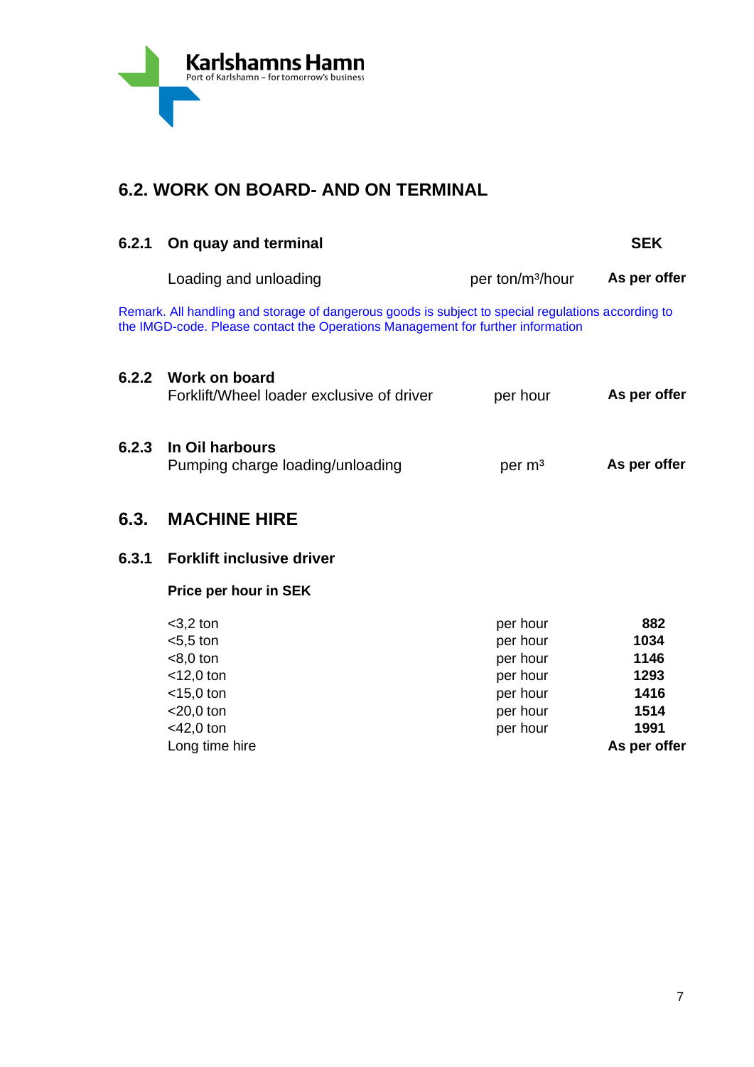## 6.2. WORK ON BOARD- AND ON TERMINAL

| 6.2.1 | **On quay and terminal** | | **SEK** |
|---|---|---|---|
| | Loading and unloading | per ton/m³/hour | **As per offer** |

Remark. All handling and storage of dangerous goods is subject to special regulations according to the IMGD-code. Please contact the Operations Management for further information

| 6.2.2 | **Work on board** | | |
|---|---|---|---|
| | Forklift/Wheel loader exclusive of driver | per hour | **As per offer** |

| 6.2.3 | **In Oil harbours** | | |
|---|---|---|---|
| | Pumping charge loading/unloading | per m³ | **As per offer** |

## 6.3. MACHINE HIRE

### 6.3.1 Forklift inclusive driver

**Price per hour in SEK**

| | | |
|---|---|---|
| <3,2 ton | per hour | **882** |
| <5,5 ton | per hour | **1034** |
| <8,0 ton | per hour | **1146** |
| <12,0 ton | per hour | **1293** |
| <15,0 ton | per hour | **1416** |
| <20,0 ton | per hour | **1514** |
| <42,0 ton | per hour | **1991** |
| Long time hire | | **As per offer** |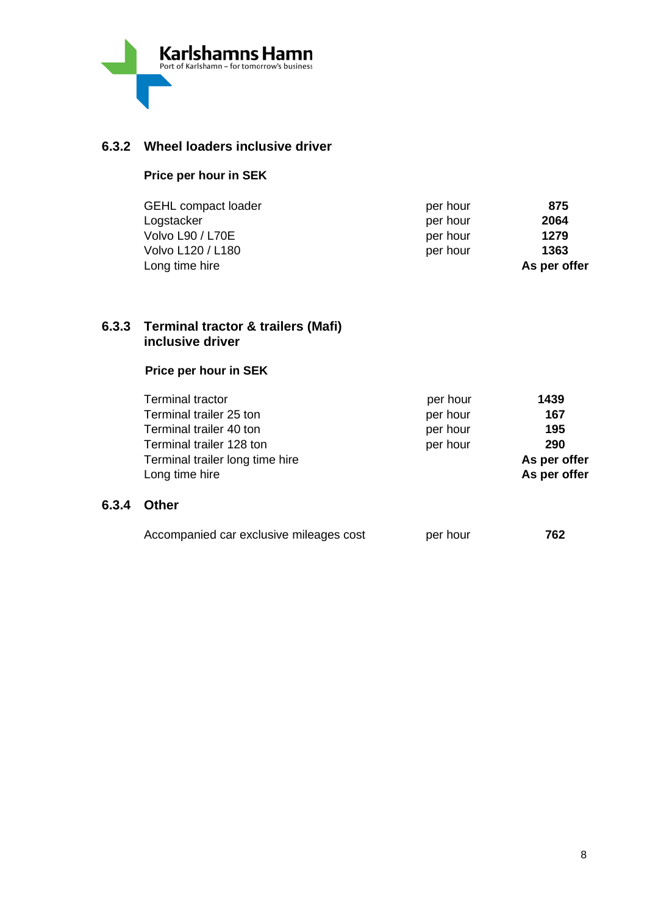### 6.3.2 Wheel loaders inclusive driver

**Price per hour in SEK**

| | | |
|---|---|---|
| GEHL compact loader | per hour | **875** |
| Logstacker | per hour | **2064** |
| Volvo L90 / L70E | per hour | **1279** |
| Volvo L120 / L180 | per hour | **1363** |
| Long time hire | | **As per offer** |

### 6.3.3 Terminal tractor & trailers (Mafi) inclusive driver

**Price per hour in SEK**

| | | |
|---|---|---|
| Terminal tractor | per hour | **1439** |
| Terminal trailer 25 ton | per hour | **167** |
| Terminal trailer 40 ton | per hour | **195** |
| Terminal trailer 128 ton | per hour | **290** |
| Terminal trailer long time hire | | **As per offer** |
| Long time hire | | **As per offer** |

### 6.3.4 Other

| | | |
|---|---|---|
| Accompanied car exclusive mileages cost | per hour | **762** |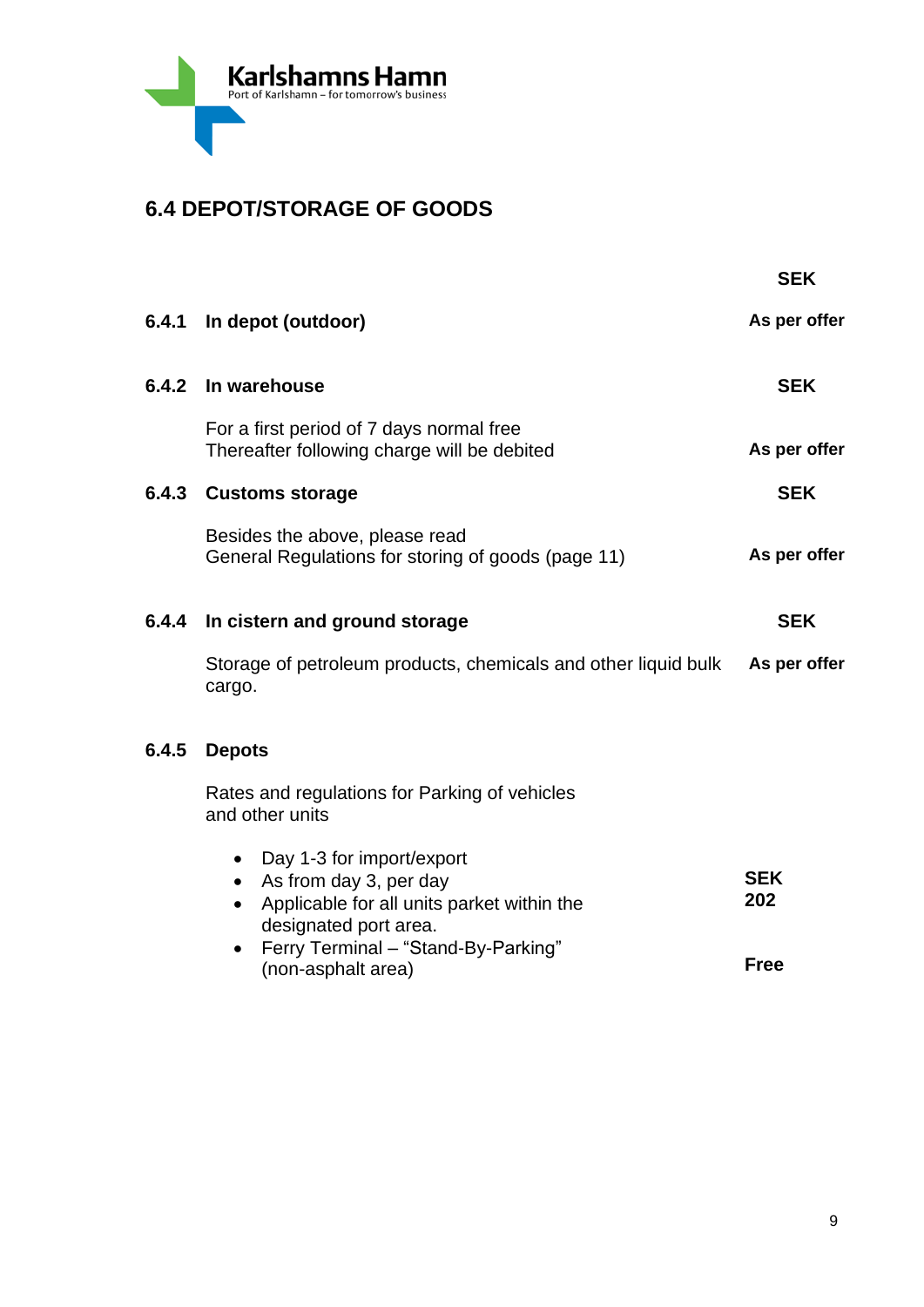## 6.4 DEPOT/STORAGE OF GOODS

| | | SEK |
|---|---|---|
| **6.4.1** | **In depot (outdoor)** | **As per offer** |
| **6.4.2** | **In warehouse** | **SEK** |
| | For a first period of 7 days normal free<br>Thereafter following charge will be debited | **As per offer** |
| **6.4.3** | **Customs storage** | **SEK** |
| | Besides the above, please read<br>General Regulations for storing of goods (page 11) | **As per offer** |
| **6.4.4** | **In cistern and ground storage** | **SEK** |
| | Storage of petroleum products, chemicals and other liquid bulk cargo. | **As per offer** |

**6.4.5 Depots**

Rates and regulations for Parking of vehicles and other units

| | |
|---|---|
| • Day 1-3 for import/export<br>• As from day 3, per day<br>• Applicable for all units parket within the designated port area. | **SEK**<br>**202** |
| • Ferry Terminal – "Stand-By-Parking" (non-asphalt area) | **Free** |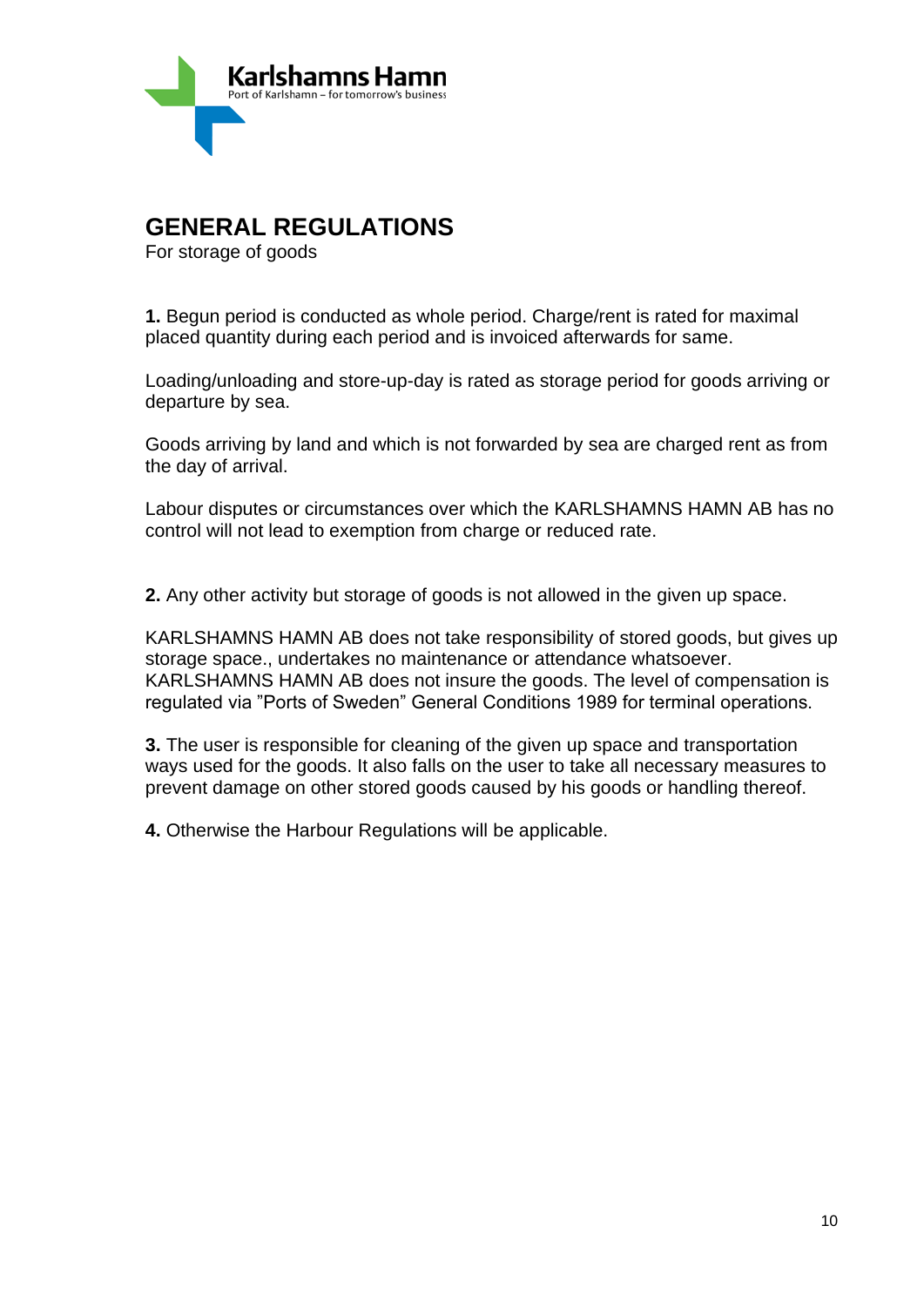Karlshamns Hamn
Port of Karlshamn – for tomorrow's business

## GENERAL REGULATIONS

For storage of goods

**1.** Begun period is conducted as whole period. Charge/rent is rated for maximal placed quantity during each period and is invoiced afterwards for same.

Loading/unloading and store-up-day is rated as storage period for goods arriving or departure by sea.

Goods arriving by land and which is not forwarded by sea are charged rent as from the day of arrival.

Labour disputes or circumstances over which the KARLSHAMNS HAMN AB has no control will not lead to exemption from charge or reduced rate.

**2.** Any other activity but storage of goods is not allowed in the given up space.

KARLSHAMNS HAMN AB does not take responsibility of stored goods, but gives up storage space., undertakes no maintenance or attendance whatsoever. KARLSHAMNS HAMN AB does not insure the goods. The level of compensation is regulated via "Ports of Sweden" General Conditions 1989 for terminal operations.

**3.** The user is responsible for cleaning of the given up space and transportation ways used for the goods. It also falls on the user to take all necessary measures to prevent damage on other stored goods caused by his goods or handling thereof.

**4.** Otherwise the Harbour Regulations will be applicable.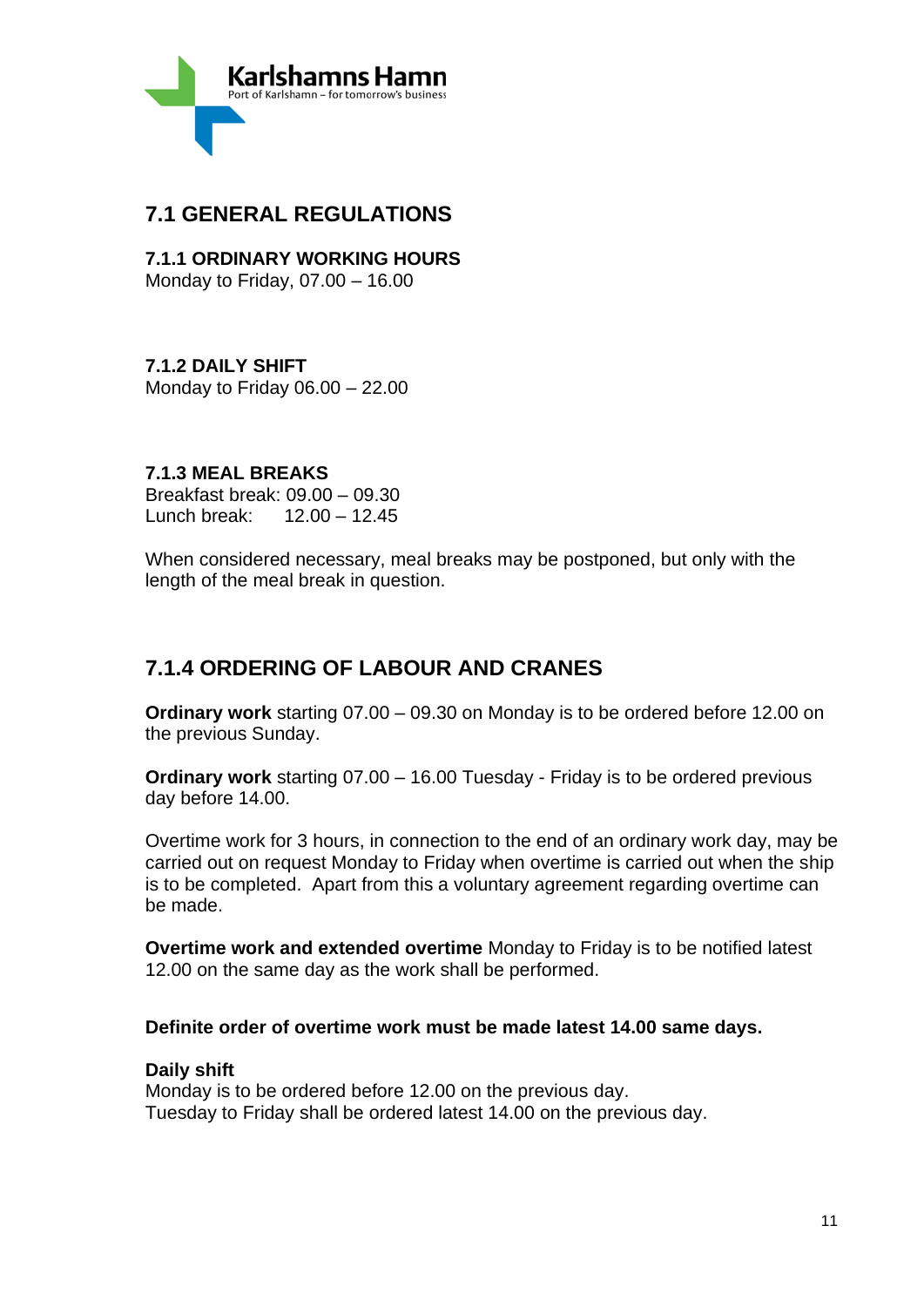## 7.1 GENERAL REGULATIONS

### 7.1.1 ORDINARY WORKING HOURS

Monday to Friday, 07.00 – 16.00

### 7.1.2 DAILY SHIFT

Monday to Friday 06.00 – 22.00

### 7.1.3 MEAL BREAKS

Breakfast break: 09.00 – 09.30
Lunch break: 12.00 – 12.45

When considered necessary, meal breaks may be postponed, but only with the length of the meal break in question.

## 7.1.4 ORDERING OF LABOUR AND CRANES

**Ordinary work** starting 07.00 – 09.30 on Monday is to be ordered before 12.00 on the previous Sunday.

**Ordinary work** starting 07.00 – 16.00 Tuesday - Friday is to be ordered previous day before 14.00.

Overtime work for 3 hours, in connection to the end of an ordinary work day, may be carried out on request Monday to Friday when overtime is carried out when the ship is to be completed. Apart from this a voluntary agreement regarding overtime can be made.

**Overtime work and extended overtime** Monday to Friday is to be notified latest 12.00 on the same day as the work shall be performed.

**Definite order of overtime work must be made latest 14.00 same days.**

**Daily shift**
Monday is to be ordered before 12.00 on the previous day.
Tuesday to Friday shall be ordered latest 14.00 on the previous day.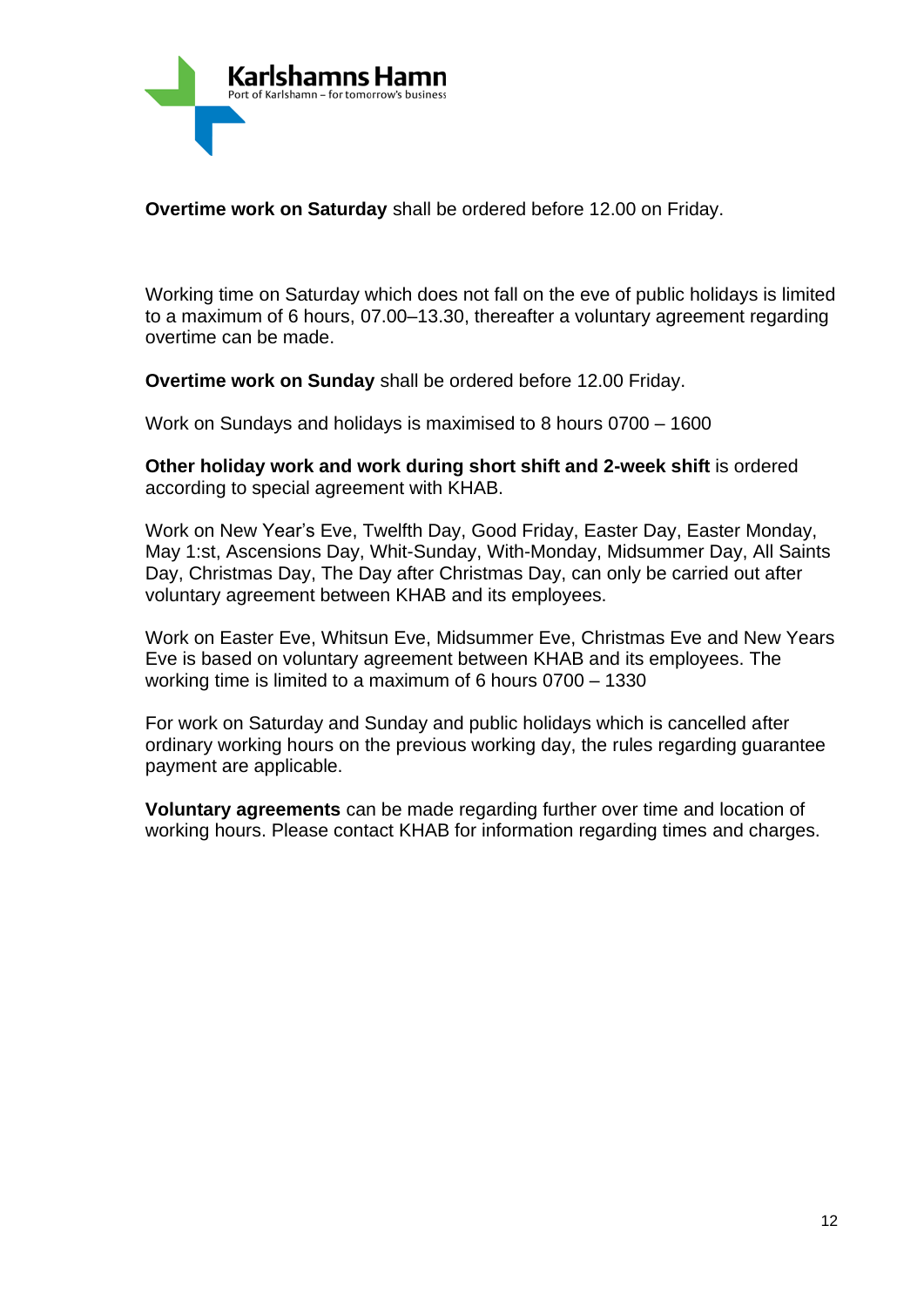**Overtime work on Saturday** shall be ordered before 12.00 on Friday.

Working time on Saturday which does not fall on the eve of public holidays is limited to a maximum of 6 hours, 07.00–13.30, thereafter a voluntary agreement regarding overtime can be made.

**Overtime work on Sunday** shall be ordered before 12.00 Friday.

Work on Sundays and holidays is maximised to 8 hours 0700 – 1600

**Other holiday work and work during short shift and 2-week shift** is ordered according to special agreement with KHAB.

Work on New Year's Eve, Twelfth Day, Good Friday, Easter Day, Easter Monday, May 1:st, Ascensions Day, Whit-Sunday, With-Monday, Midsummer Day, All Saints Day, Christmas Day, The Day after Christmas Day, can only be carried out after voluntary agreement between KHAB and its employees.

Work on Easter Eve, Whitsun Eve, Midsummer Eve, Christmas Eve and New Years Eve is based on voluntary agreement between KHAB and its employees. The working time is limited to a maximum of 6 hours 0700 – 1330

For work on Saturday and Sunday and public holidays which is cancelled after ordinary working hours on the previous working day, the rules regarding guarantee payment are applicable.

**Voluntary agreements** can be made regarding further over time and location of working hours. Please contact KHAB for information regarding times and charges.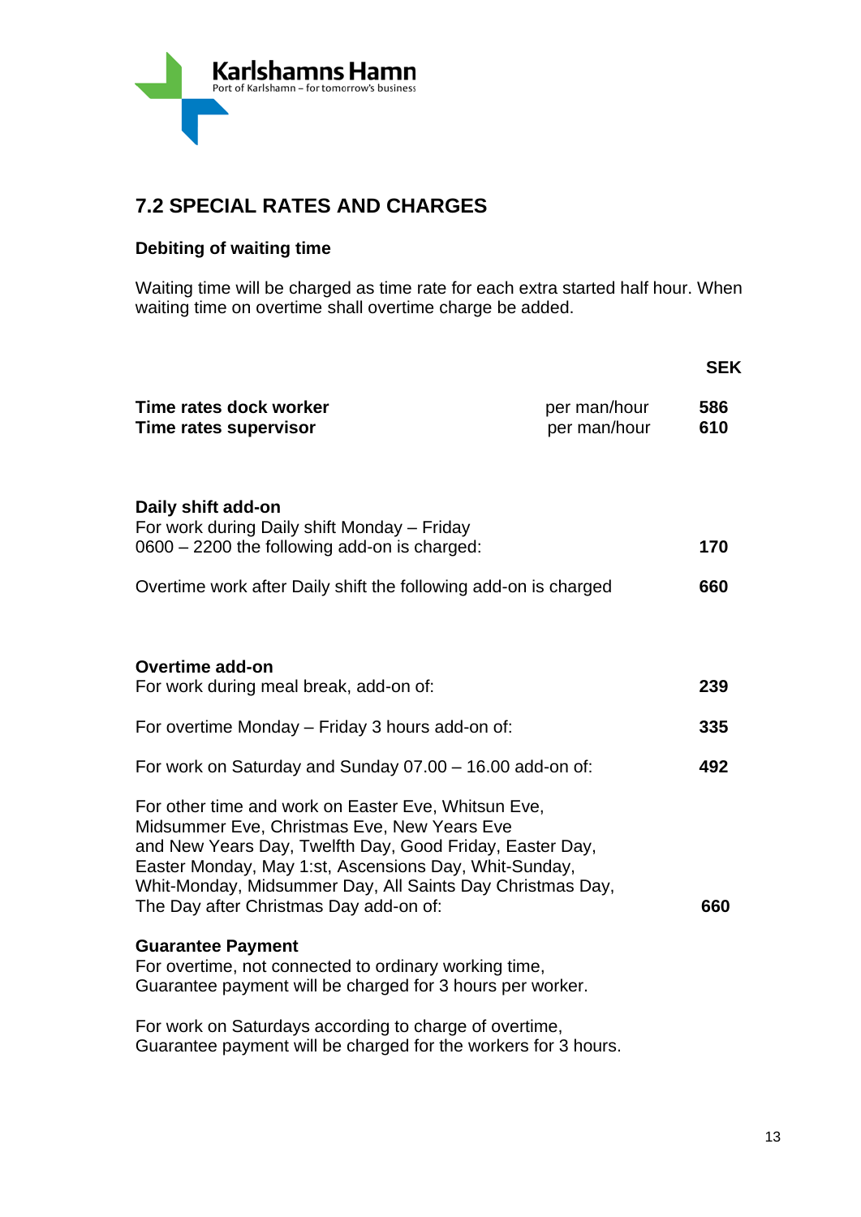## 7.2 SPECIAL RATES AND CHARGES

**Debiting of waiting time**

Waiting time will be charged as time rate for each extra started half hour. When waiting time on overtime shall overtime charge be added.

| | | **SEK** |
|---|---|---|
| **Time rates dock worker** | per man/hour | **586** |
| **Time rates supervisor** | per man/hour | **610** |

**Daily shift add-on**

| | |
|---|---|
| For work during Daily shift Monday – Friday 0600 – 2200 the following add-on is charged: | **170** |
| Overtime work after Daily shift the following add-on is charged | **660** |

**Overtime add-on**

| | |
|---|---|
| For work during meal break, add-on of: | **239** |
| For overtime Monday – Friday 3 hours add-on of: | **335** |
| For work on Saturday and Sunday 07.00 – 16.00 add-on of: | **492** |
| For other time and work on Easter Eve, Whitsun Eve, Midsummer Eve, Christmas Eve, New Years Eve and New Years Day, Twelfth Day, Good Friday, Easter Day, Easter Monday, May 1:st, Ascensions Day, Whit-Sunday, Whit-Monday, Midsummer Day, All Saints Day Christmas Day, The Day after Christmas Day add-on of: | **660** |

**Guarantee Payment**

For overtime, not connected to ordinary working time, Guarantee payment will be charged for 3 hours per worker.

For work on Saturdays according to charge of overtime, Guarantee payment will be charged for the workers for 3 hours.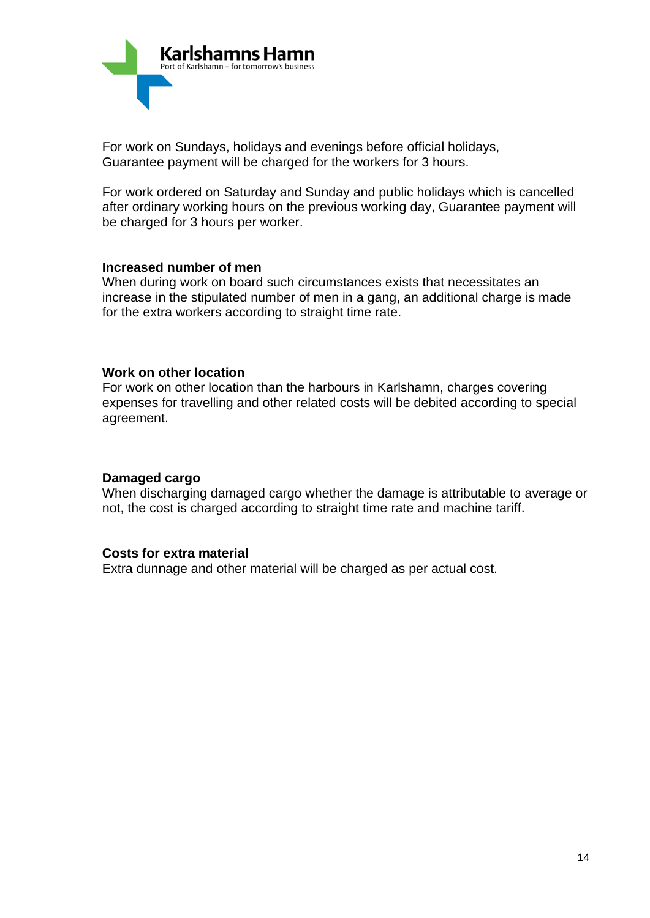For work on Sundays, holidays and evenings before official holidays, Guarantee payment will be charged for the workers for 3 hours.

For work ordered on Saturday and Sunday and public holidays which is cancelled after ordinary working hours on the previous working day, Guarantee payment will be charged for 3 hours per worker.

**Increased number of men**

When during work on board such circumstances exists that necessitates an increase in the stipulated number of men in a gang, an additional charge is made for the extra workers according to straight time rate.

**Work on other location**

For work on other location than the harbours in Karlshamn, charges covering expenses for travelling and other related costs will be debited according to special agreement.

**Damaged cargo**

When discharging damaged cargo whether the damage is attributable to average or not, the cost is charged according to straight time rate and machine tariff.

**Costs for extra material**

Extra dunnage and other material will be charged as per actual cost.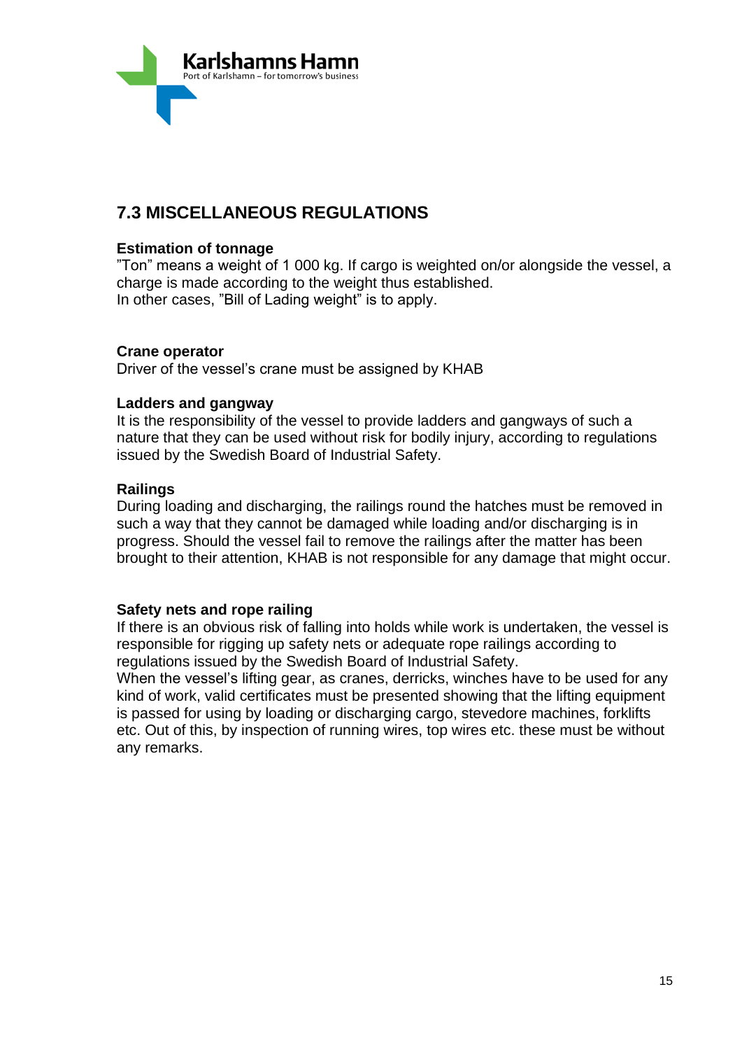## 7.3 MISCELLANEOUS REGULATIONS

**Estimation of tonnage**
"Ton" means a weight of 1 000 kg. If cargo is weighted on/or alongside the vessel, a charge is made according to the weight thus established.
In other cases, "Bill of Lading weight" is to apply.

**Crane operator**
Driver of the vessel's crane must be assigned by KHAB

**Ladders and gangway**
It is the responsibility of the vessel to provide ladders and gangways of such a nature that they can be used without risk for bodily injury, according to regulations issued by the Swedish Board of Industrial Safety.

**Railings**
During loading and discharging, the railings round the hatches must be removed in such a way that they cannot be damaged while loading and/or discharging is in progress. Should the vessel fail to remove the railings after the matter has been brought to their attention, KHAB is not responsible for any damage that might occur.

**Safety nets and rope railing**
If there is an obvious risk of falling into holds while work is undertaken, the vessel is responsible for rigging up safety nets or adequate rope railings according to regulations issued by the Swedish Board of Industrial Safety.
When the vessel's lifting gear, as cranes, derricks, winches have to be used for any kind of work, valid certificates must be presented showing that the lifting equipment is passed for using by loading or discharging cargo, stevedore machines, forklifts etc. Out of this, by inspection of running wires, top wires etc. these must be without any remarks.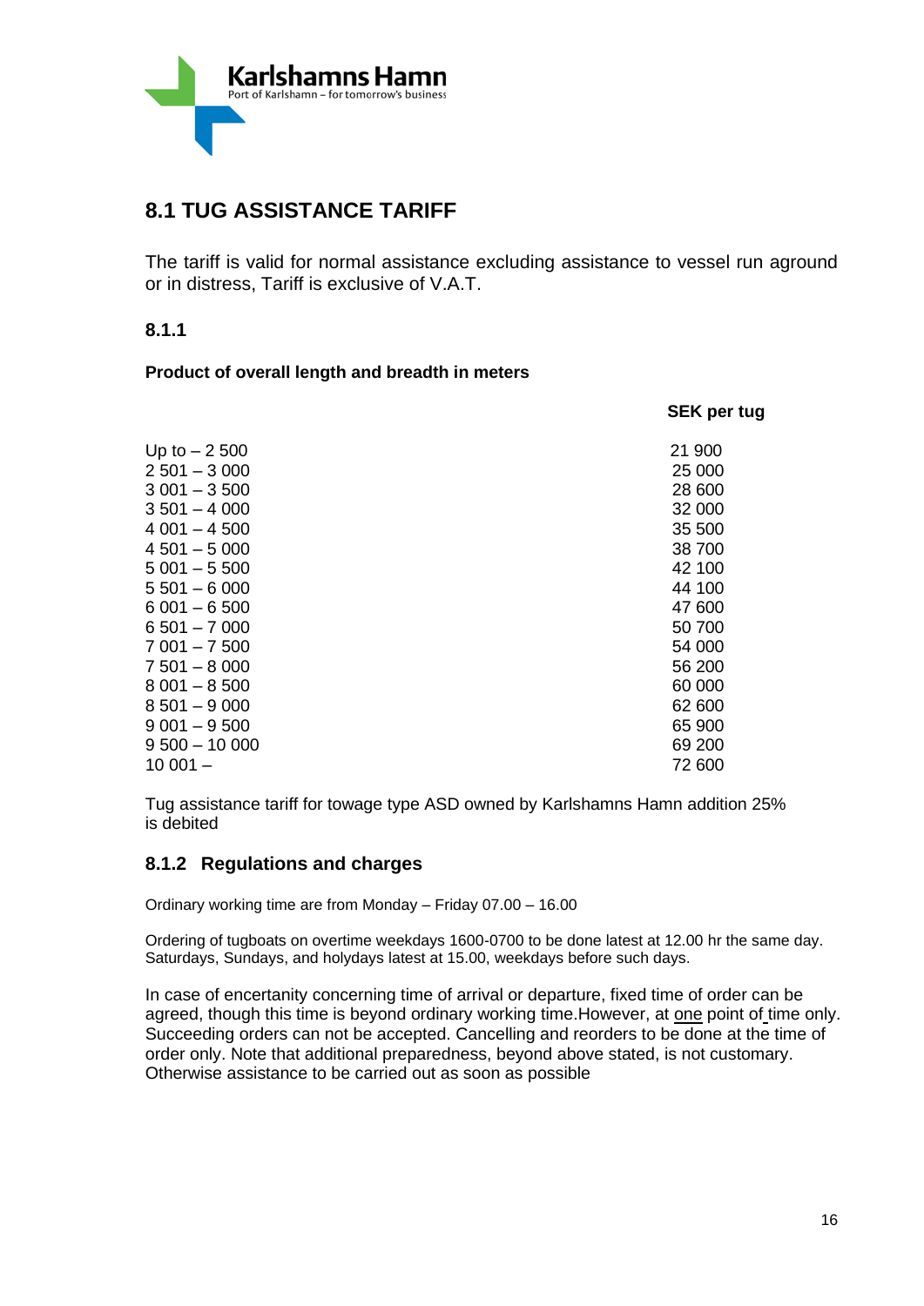## 8.1 TUG ASSISTANCE TARIFF

The tariff is valid for normal assistance excluding assistance to vessel run aground or in distress, Tariff is exclusive of V.A.T.

### 8.1.1

**Product of overall length and breadth in meters**

| | **SEK per tug** |
|---|---|
| Up to – 2 500 | 21 900 |
| 2 501 – 3 000 | 25 000 |
| 3 001 – 3 500 | 28 600 |
| 3 501 – 4 000 | 32 000 |
| 4 001 – 4 500 | 35 500 |
| 4 501 – 5 000 | 38 700 |
| 5 001 – 5 500 | 42 100 |
| 5 501 – 6 000 | 44 100 |
| 6 001 – 6 500 | 47 600 |
| 6 501 – 7 000 | 50 700 |
| 7 001 – 7 500 | 54 000 |
| 7 501 – 8 000 | 56 200 |
| 8 001 – 8 500 | 60 000 |
| 8 501 – 9 000 | 62 600 |
| 9 001 – 9 500 | 65 900 |
| 9 500 – 10 000 | 69 200 |
| 10 001 – | 72 600 |

Tug assistance tariff for towage type ASD owned by Karlshamns Hamn addition 25% is debited

### 8.1.2 Regulations and charges

Ordinary working time are from Monday – Friday 07.00 – 16.00

Ordering of tugboats on overtime weekdays 1600-0700 to be done latest at 12.00 hr the same day. Saturdays, Sundays, and holydays latest at 15.00, weekdays before such days.

In case of encertanity concerning time of arrival or departure, fixed time of order can be agreed, though this time is beyond ordinary working time.However, at one point of time only. Succeeding orders can not be accepted. Cancelling and reorders to be done at the time of order only. Note that additional preparedness, beyond above stated, is not customary. Otherwise assistance to be carried out as soon as possible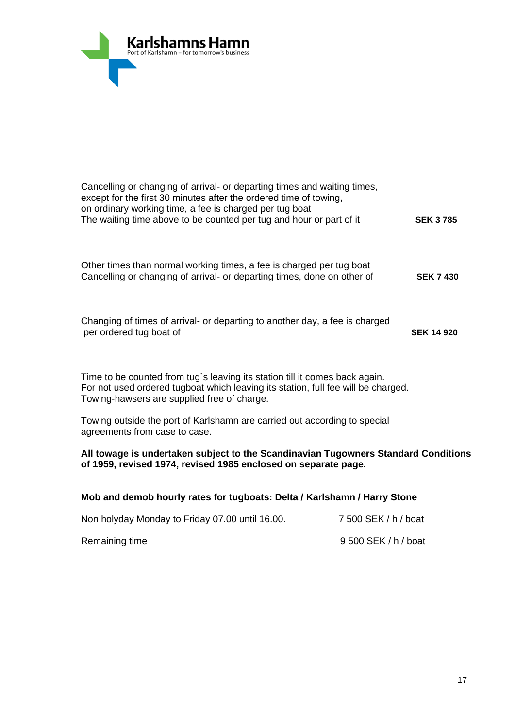**Karlshamns Hamn**
Port of Karlshamn – for tomorrow's business

| | |
|---|---|
| Cancelling or changing of arrival- or departing times and waiting times, except for the first 30 minutes after the ordered time of towing, on ordinary working time, a fee is charged per tug boat<br>The waiting time above to be counted per tug and hour or part of it | **SEK 3 785** |
| Other times than normal working times, a fee is charged per tug boat<br>Cancelling or changing of arrival- or departing times, done on other of | **SEK 7 430** |
| Changing of times of arrival- or departing to another day, a fee is charged per ordered tug boat of | **SEK 14 920** |

Time to be counted from tug`s leaving its station till it comes back again.
For not used ordered tugboat which leaving its station, full fee will be charged.
Towing-hawsers are supplied free of charge.

Towing outside the port of Karlshamn are carried out according to special agreements from case to case.

**All towage is undertaken subject to the Scandinavian Tugowners Standard Conditions of 1959, revised 1974, revised 1985 enclosed on separate page.**

**Mob and demob hourly rates for tugboats: Delta / Karlshamn / Harry Stone**

| | |
|---|---|
| Non holyday Monday to Friday 07.00 until 16.00. | 7 500 SEK / h / boat |
| Remaining time | 9 500 SEK / h / boat |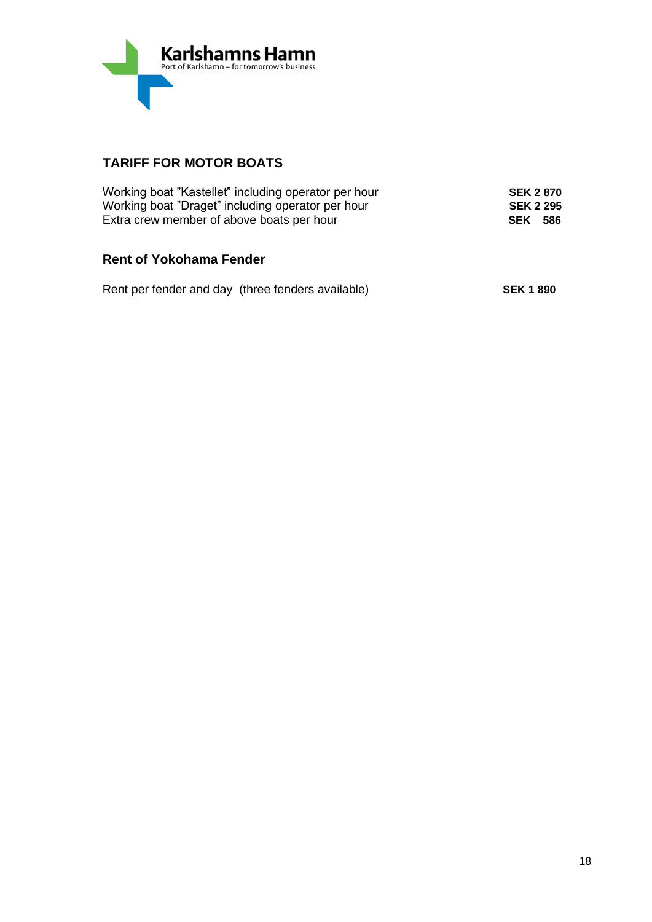Karlshamns Hamn
Port of Karlshamn – for tomorrow's business

## TARIFF FOR MOTOR BOATS

| | |
|---|---|
| Working boat ”Kastellet” including operator per hour | **SEK 2 870** |
| Working boat ”Draget” including operator per hour | **SEK 2 295** |
| Extra crew member of above boats per hour | **SEK 586** |

## Rent of Yokohama Fender

| | |
|---|---|
| Rent per fender and day (three fenders available) | **SEK 1 890** |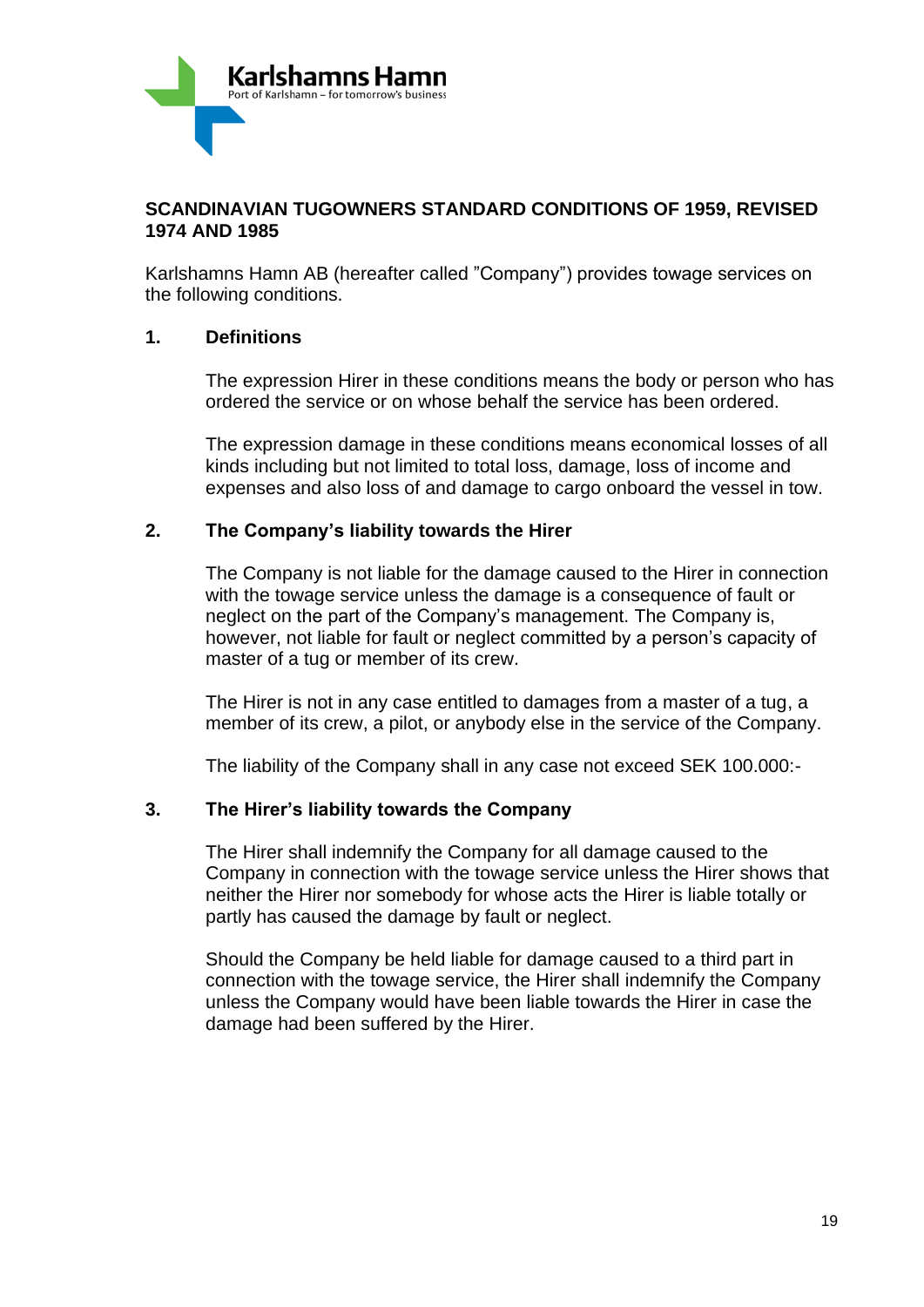**Karlshamns Hamn**
Port of Karlshamn – for tomorrow's business

## SCANDINAVIAN TUGOWNERS STANDARD CONDITIONS OF 1959, REVISED 1974 AND 1985

Karlshamns Hamn AB (hereafter called "Company") provides towage services on the following conditions.

### 1. Definitions

The expression Hirer in these conditions means the body or person who has ordered the service or on whose behalf the service has been ordered.

The expression damage in these conditions means economical losses of all kinds including but not limited to total loss, damage, loss of income and expenses and also loss of and damage to cargo onboard the vessel in tow.

### 2. The Company's liability towards the Hirer

The Company is not liable for the damage caused to the Hirer in connection with the towage service unless the damage is a consequence of fault or neglect on the part of the Company's management. The Company is, however, not liable for fault or neglect committed by a person's capacity of master of a tug or member of its crew.

The Hirer is not in any case entitled to damages from a master of a tug, a member of its crew, a pilot, or anybody else in the service of the Company.

The liability of the Company shall in any case not exceed SEK 100.000:-

### 3. The Hirer's liability towards the Company

The Hirer shall indemnify the Company for all damage caused to the Company in connection with the towage service unless the Hirer shows that neither the Hirer nor somebody for whose acts the Hirer is liable totally or partly has caused the damage by fault or neglect.

Should the Company be held liable for damage caused to a third part in connection with the towage service, the Hirer shall indemnify the Company unless the Company would have been liable towards the Hirer in case the damage had been suffered by the Hirer.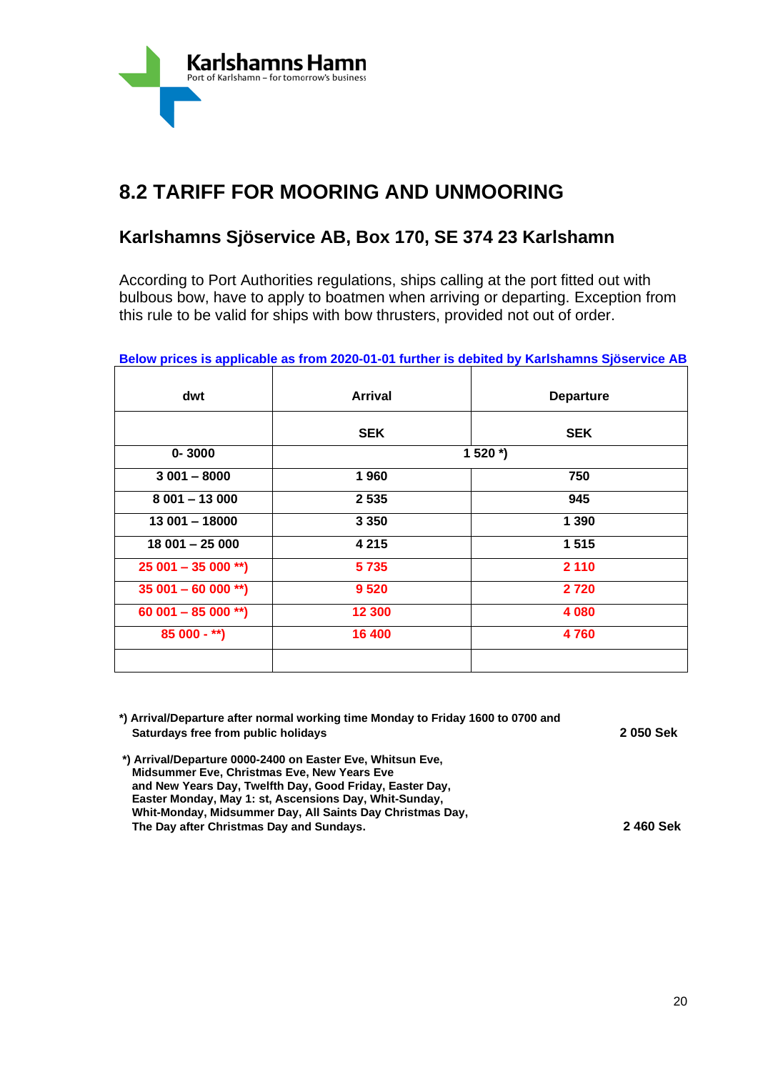Karlshamns Hamn
Port of Karlshamn – for tomorrow's business

## 8.2 TARIFF FOR MOORING AND UNMOORING

### Karlshamns Sjöservice AB, Box 170, SE 374 23 Karlshamn

According to Port Authorities regulations, ships calling at the port fitted out with bulbous bow, have to apply to boatmen when arriving or departing. Exception from this rule to be valid for ships with bow thrusters, provided not out of order.

**Below prices is applicable as from 2020-01-01 further is debited by Karlshamns Sjöservice AB**

| dwt | Arrival | Departure |
|---|---|---|
| | SEK | SEK |
| 0- 3000 | 1 520 *) | |
| 3 001 – 8000 | 1 960 | 750 |
| 8 001 – 13 000 | 2 535 | 945 |
| 13 001 – 18000 | 3 350 | 1 390 |
| 18 001 – 25 000 | 4 215 | 1 515 |
| 25 001 – 35 000 **) | 5 735 | 2 110 |
| 35 001 – 60 000 **) | 9 520 | 2 720 |
| 60 001 – 85 000 **) | 12 300 | 4 080 |
| 85 000 - **) | 16 400 | 4 760 |
| | | |

**\*) Arrival/Departure after normal working time Monday to Friday 1600 to 0700 and Saturdays free from public holidays** — **2 050 Sek**

**\*) Arrival/Departure 0000-2400 on Easter Eve, Whitsun Eve, Midsummer Eve, Christmas Eve, New Years Eve and New Years Day, Twelfth Day, Good Friday, Easter Day, Easter Monday, May 1: st, Ascensions Day, Whit-Sunday, Whit-Monday, Midsummer Day, All Saints Day Christmas Day, The Day after Christmas Day and Sundays.** — **2 460 Sek**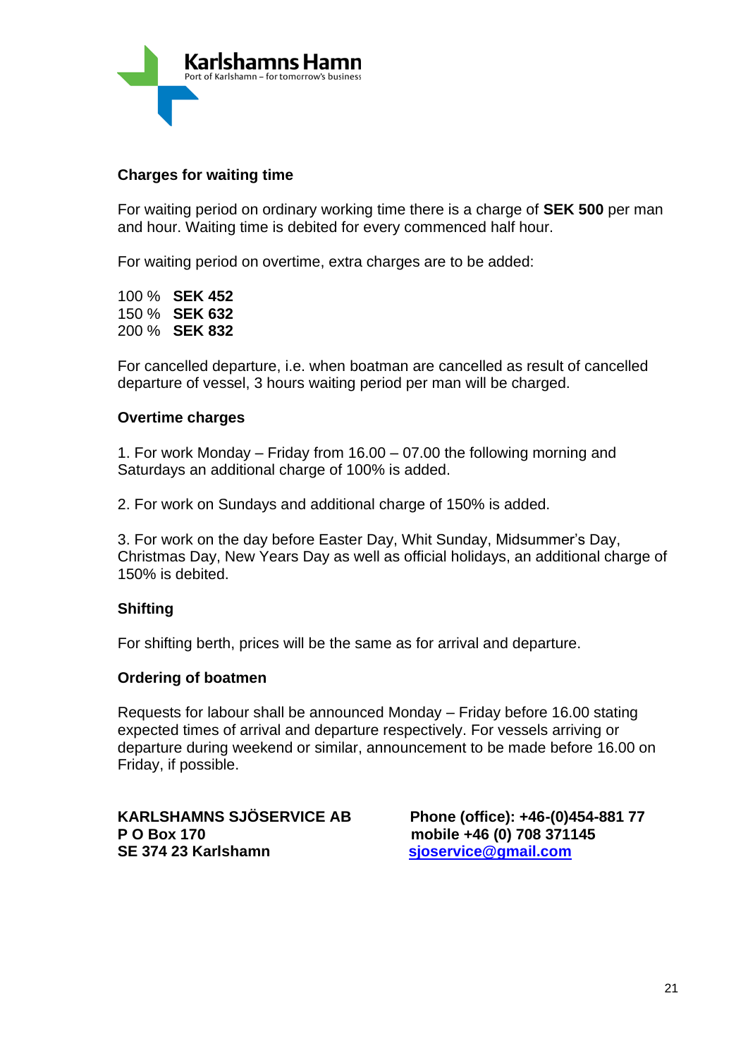Karlshamns Hamn
Port of Karlshamn – for tomorrow's business

**Charges for waiting time**

For waiting period on ordinary working time there is a charge of **SEK 500** per man and hour. Waiting time is debited for every commenced half hour.

For waiting period on overtime, extra charges are to be added:

100 % **SEK 452**
150 % **SEK 632**
200 % **SEK 832**

For cancelled departure, i.e. when boatman are cancelled as result of cancelled departure of vessel, 3 hours waiting period per man will be charged.

**Overtime charges**

1. For work Monday – Friday from 16.00 – 07.00 the following morning and Saturdays an additional charge of 100% is added.

2. For work on Sundays and additional charge of 150% is added.

3. For work on the day before Easter Day, Whit Sunday, Midsummer's Day, Christmas Day, New Years Day as well as official holidays, an additional charge of 150% is debited.

**Shifting**

For shifting berth, prices will be the same as for arrival and departure.

**Ordering of boatmen**

Requests for labour shall be announced Monday – Friday before 16.00 stating expected times of arrival and departure respectively. For vessels arriving or departure during weekend or similar, announcement to be made before 16.00 on Friday, if possible.

**KARLSHAMNS SJÖSERVICE AB**
**P O Box 170**
**SE 374 23 Karlshamn**

**Phone (office): +46-(0)454-881 77**
**mobile +46 (0) 708 371145**
**sjoservice@gmail.com**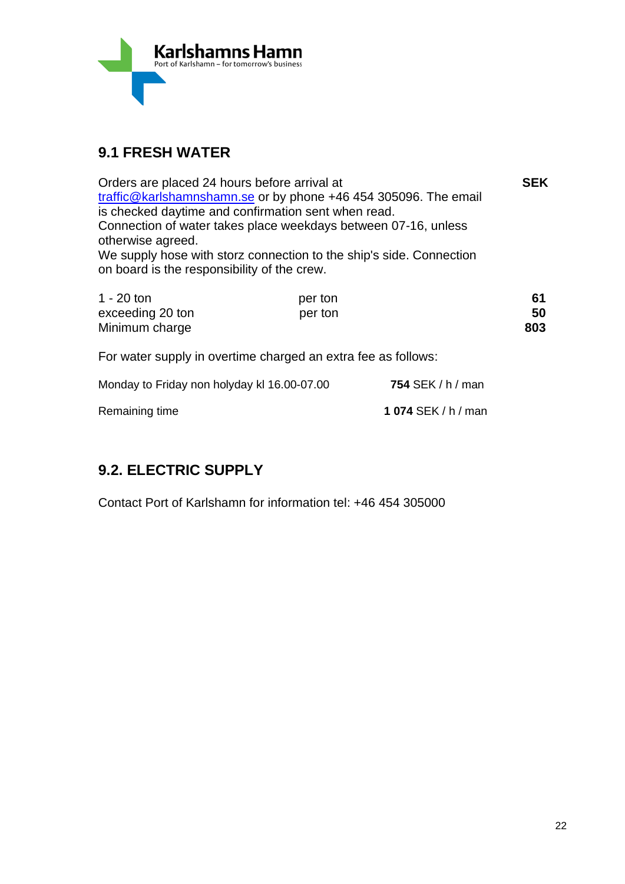## 9.1 FRESH WATER

| Orders are placed 24 hours before arrival at traffic@karlshamnshamn.se or by phone +46 454 305096. The email is checked daytime and confirmation sent when read. Connection of water takes place weekdays between 07-16, unless otherwise agreed. We supply hose with storz connection to the ship's side. Connection on board is the responsibility of the crew. | | **SEK** |
|---|---|---|
| 1 - 20 ton | per ton | **61** |
| exceeding 20 ton | per ton | **50** |
| Minimum charge | | **803** |

For water supply in overtime charged an extra fee as follows:

| | |
|---|---|
| Monday to Friday non holyday kl 16.00-07.00 | **754** SEK / h / man |
| Remaining time | **1 074** SEK / h / man |

## 9.2. ELECTRIC SUPPLY

Contact Port of Karlshamn for information tel: +46 454 305000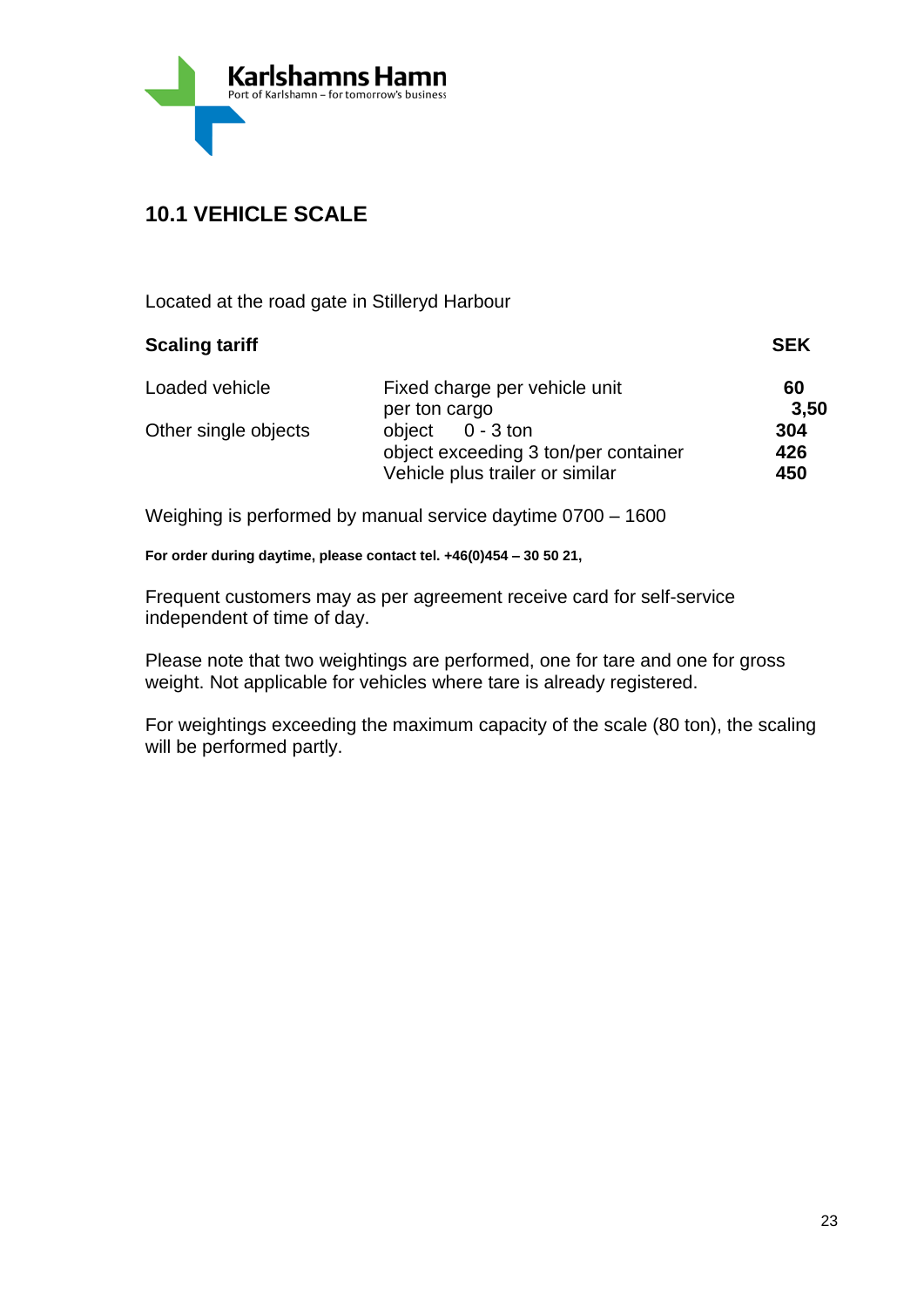Karlshamns Hamn
Port of Karlshamn – for tomorrow's business

## 10.1 VEHICLE SCALE

Located at the road gate in Stilleryd Harbour

| **Scaling tariff** | | **SEK** |
|---|---|---|
| Loaded vehicle | Fixed charge per vehicle unit | **60** |
| | per ton cargo | **3,50** |
| Other single objects | object 0 - 3 ton | **304** |
| | object exceeding 3 ton/per container | **426** |
| | Vehicle plus trailer or similar | **450** |

Weighing is performed by manual service daytime 0700 – 1600

**For order during daytime, please contact tel. +46(0)454 – 30 50 21,**

Frequent customers may as per agreement receive card for self-service independent of time of day.

Please note that two weightings are performed, one for tare and one for gross weight. Not applicable for vehicles where tare is already registered.

For weightings exceeding the maximum capacity of the scale (80 ton), the scaling will be performed partly.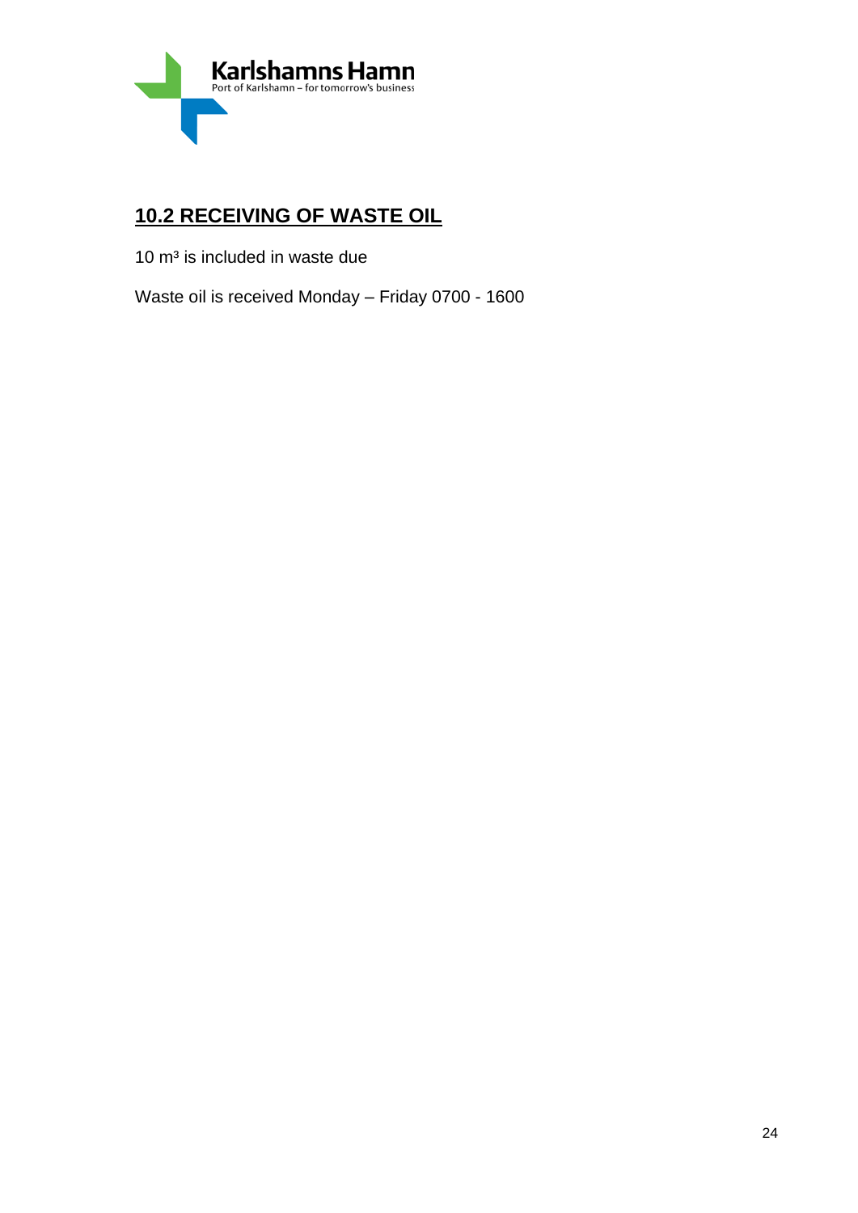## 10.2 RECEIVING OF WASTE OIL

10 $m^3$ is included in waste due

Waste oil is received Monday – Friday 0700 - 1600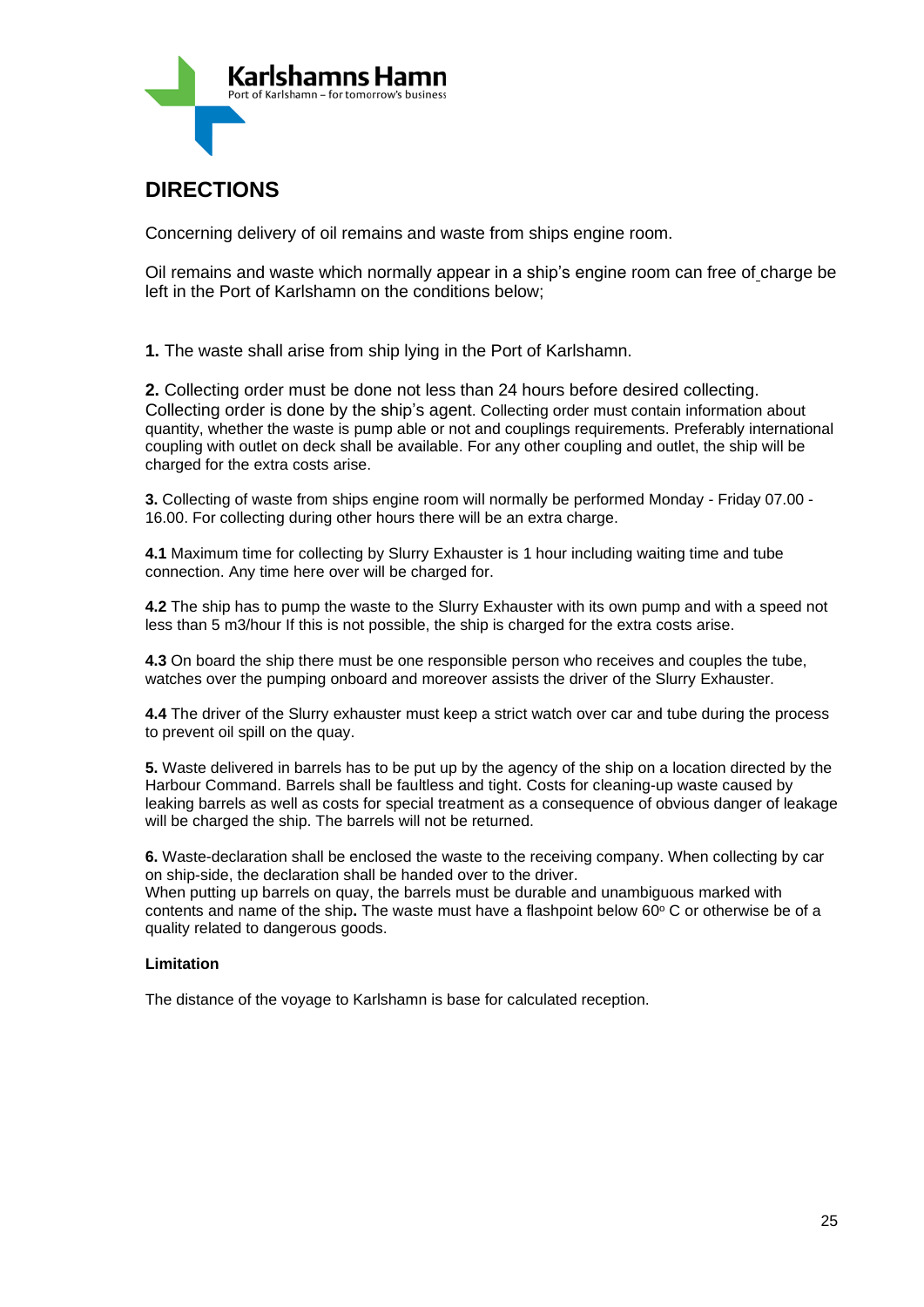Karlshamns Hamn
Port of Karlshamn – for tomorrow's business

# DIRECTIONS

Concerning delivery of oil remains and waste from ships engine room.

Oil remains and waste which normally appear in a ship's engine room can free of charge be left in the Port of Karlshamn on the conditions below;

**1.** The waste shall arise from ship lying in the Port of Karlshamn.

**2.** Collecting order must be done not less than 24 hours before desired collecting. Collecting order is done by the ship's agent. Collecting order must contain information about quantity, whether the waste is pump able or not and couplings requirements. Preferably international coupling with outlet on deck shall be available. For any other coupling and outlet, the ship will be charged for the extra costs arise.

**3.** Collecting of waste from ships engine room will normally be performed Monday - Friday 07.00 - 16.00. For collecting during other hours there will be an extra charge.

**4.1** Maximum time for collecting by Slurry Exhauster is 1 hour including waiting time and tube connection. Any time here over will be charged for.

**4.2** The ship has to pump the waste to the Slurry Exhauster with its own pump and with a speed not less than 5 m3/hour If this is not possible, the ship is charged for the extra costs arise.

**4.3** On board the ship there must be one responsible person who receives and couples the tube, watches over the pumping onboard and moreover assists the driver of the Slurry Exhauster.

**4.4** The driver of the Slurry exhauster must keep a strict watch over car and tube during the process to prevent oil spill on the quay.

**5.** Waste delivered in barrels has to be put up by the agency of the ship on a location directed by the Harbour Command. Barrels shall be faultless and tight. Costs for cleaning-up waste caused by leaking barrels as well as costs for special treatment as a consequence of obvious danger of leakage will be charged the ship. The barrels will not be returned.

**6.** Waste-declaration shall be enclosed the waste to the receiving company. When collecting by car on ship-side, the declaration shall be handed over to the driver.
When putting up barrels on quay, the barrels must be durable and unambiguous marked with contents and name of the ship**.** The waste must have a flashpoint below 60° C or otherwise be of a quality related to dangerous goods.

**Limitation**

The distance of the voyage to Karlshamn is base for calculated reception.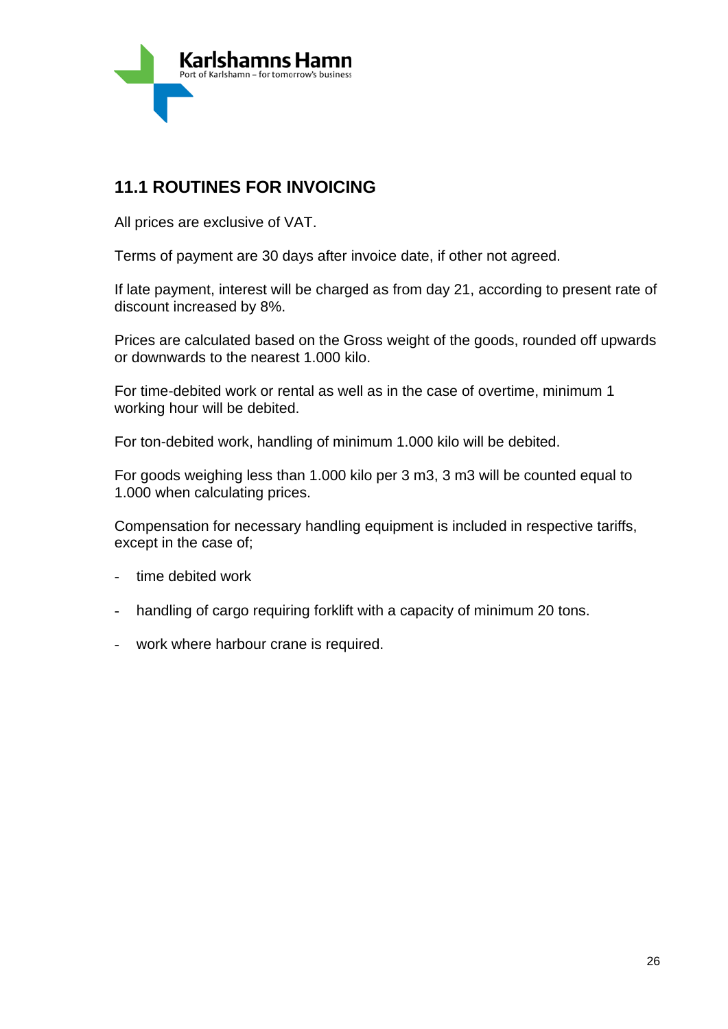## 11.1 ROUTINES FOR INVOICING

All prices are exclusive of VAT.

Terms of payment are 30 days after invoice date, if other not agreed.

If late payment, interest will be charged as from day 21, according to present rate of discount increased by 8%.

Prices are calculated based on the Gross weight of the goods, rounded off upwards or downwards to the nearest 1.000 kilo.

For time-debited work or rental as well as in the case of overtime, minimum 1 working hour will be debited.

For ton-debited work, handling of minimum 1.000 kilo will be debited.

For goods weighing less than 1.000 kilo per 3 m3, 3 m3 will be counted equal to 1.000 when calculating prices.

Compensation for necessary handling equipment is included in respective tariffs, except in the case of;

- time debited work
- handling of cargo requiring forklift with a capacity of minimum 20 tons.
- work where harbour crane is required.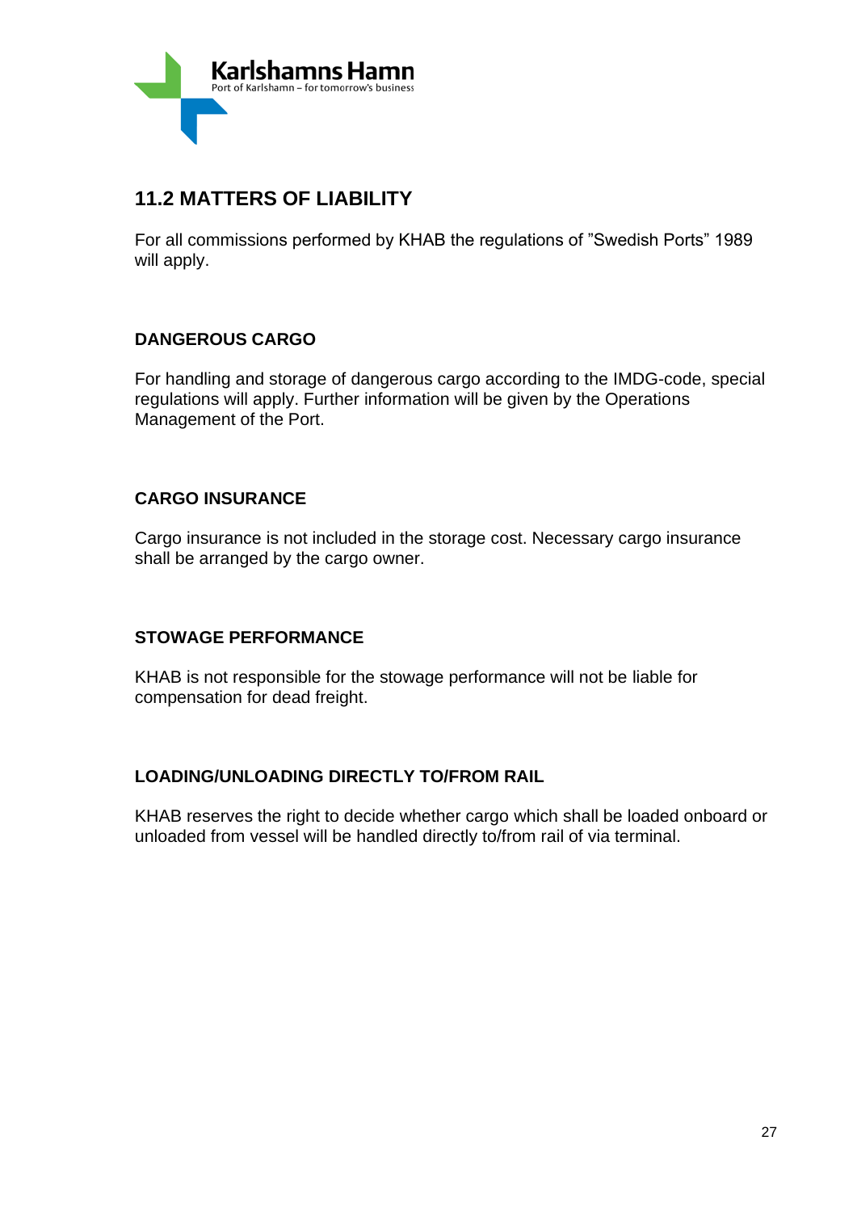## 11.2 MATTERS OF LIABILITY

For all commissions performed by KHAB the regulations of "Swedish Ports" 1989 will apply.

### DANGEROUS CARGO

For handling and storage of dangerous cargo according to the IMDG-code, special regulations will apply. Further information will be given by the Operations Management of the Port.

### CARGO INSURANCE

Cargo insurance is not included in the storage cost. Necessary cargo insurance shall be arranged by the cargo owner.

### STOWAGE PERFORMANCE

KHAB is not responsible for the stowage performance will not be liable for compensation for dead freight.

### LOADING/UNLOADING DIRECTLY TO/FROM RAIL

KHAB reserves the right to decide whether cargo which shall be loaded onboard or unloaded from vessel will be handled directly to/from rail of via terminal.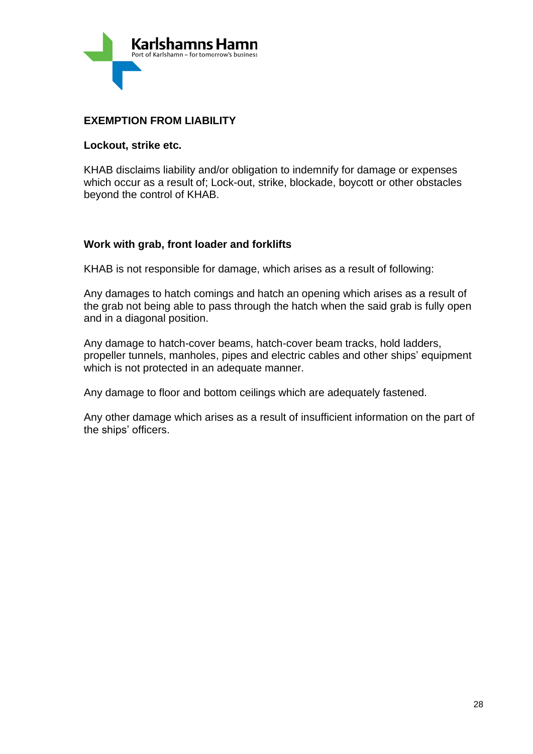## EXEMPTION FROM LIABILITY

### Lockout, strike etc.

KHAB disclaims liability and/or obligation to indemnify for damage or expenses which occur as a result of; Lock-out, strike, blockade, boycott or other obstacles beyond the control of KHAB.

### Work with grab, front loader and forklifts

KHAB is not responsible for damage, which arises as a result of following:

Any damages to hatch comings and hatch an opening which arises as a result of the grab not being able to pass through the hatch when the said grab is fully open and in a diagonal position.

Any damage to hatch-cover beams, hatch-cover beam tracks, hold ladders, propeller tunnels, manholes, pipes and electric cables and other ships' equipment which is not protected in an adequate manner.

Any damage to floor and bottom ceilings which are adequately fastened.

Any other damage which arises as a result of insufficient information on the part of the ships' officers.